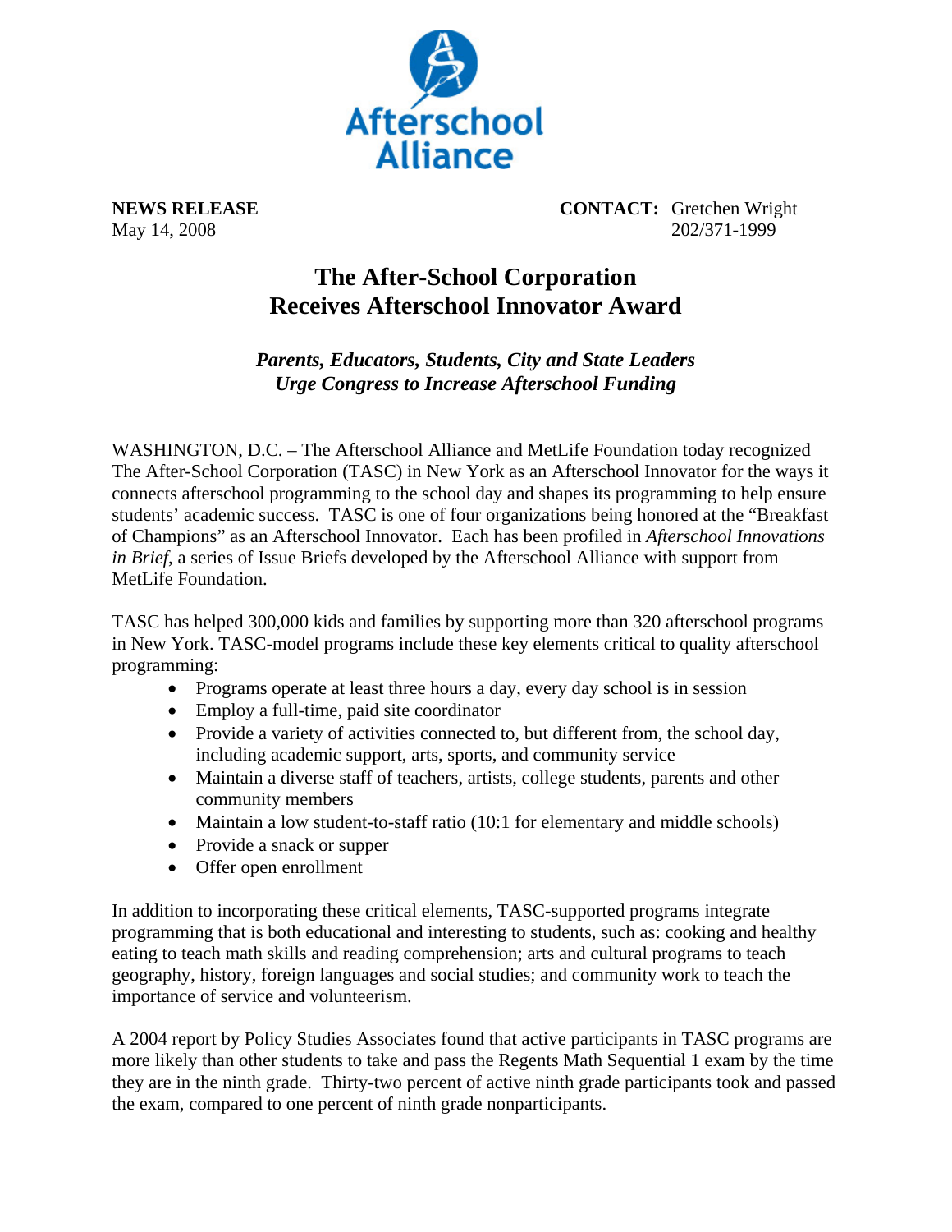Afterschool Alliance

**NEWS RELEASE**
May 14, 2008

**CONTACT:** Gretchen Wright
202/371-1999

# The After-School Corporation Receives Afterschool Innovator Award

### *Parents, Educators, Students, City and State Leaders Urge Congress to Increase Afterschool Funding*

WASHINGTON, D.C. – The Afterschool Alliance and MetLife Foundation today recognized The After-School Corporation (TASC) in New York as an Afterschool Innovator for the ways it connects afterschool programming to the school day and shapes its programming to help ensure students' academic success. TASC is one of four organizations being honored at the "Breakfast of Champions" as an Afterschool Innovator. Each has been profiled in *Afterschool Innovations in Brief*, a series of Issue Briefs developed by the Afterschool Alliance with support from MetLife Foundation.

TASC has helped 300,000 kids and families by supporting more than 320 afterschool programs in New York. TASC-model programs include these key elements critical to quality afterschool programming:

- Programs operate at least three hours a day, every day school is in session
- Employ a full-time, paid site coordinator
- Provide a variety of activities connected to, but different from, the school day, including academic support, arts, sports, and community service
- Maintain a diverse staff of teachers, artists, college students, parents and other community members
- Maintain a low student-to-staff ratio (10:1 for elementary and middle schools)
- Provide a snack or supper
- Offer open enrollment

In addition to incorporating these critical elements, TASC-supported programs integrate programming that is both educational and interesting to students, such as: cooking and healthy eating to teach math skills and reading comprehension; arts and cultural programs to teach geography, history, foreign languages and social studies; and community work to teach the importance of service and volunteerism.

A 2004 report by Policy Studies Associates found that active participants in TASC programs are more likely than other students to take and pass the Regents Math Sequential 1 exam by the time they are in the ninth grade. Thirty-two percent of active ninth grade participants took and passed the exam, compared to one percent of ninth grade nonparticipants.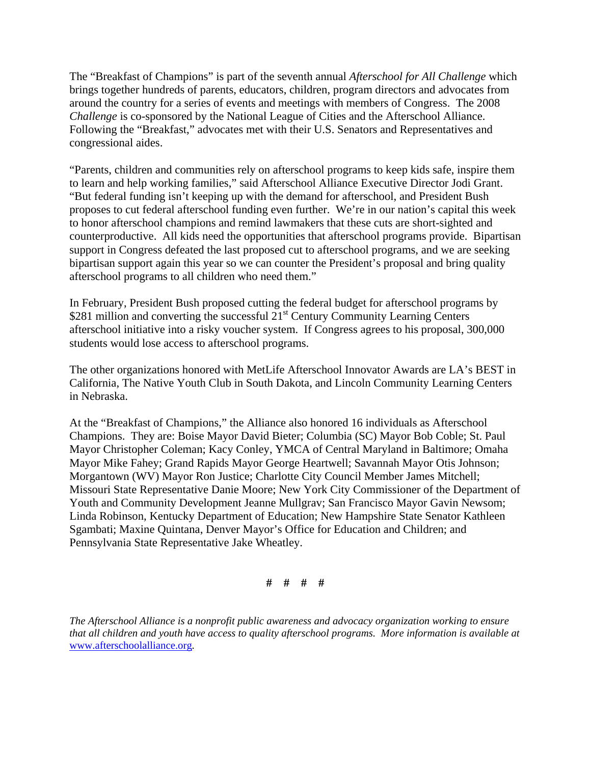The "Breakfast of Champions" is part of the seventh annual *Afterschool for All Challenge* which brings together hundreds of parents, educators, children, program directors and advocates from around the country for a series of events and meetings with members of Congress. The 2008 *Challenge* is co-sponsored by the National League of Cities and the Afterschool Alliance. Following the "Breakfast," advocates met with their U.S. Senators and Representatives and congressional aides.

"Parents, children and communities rely on afterschool programs to keep kids safe, inspire them to learn and help working families," said Afterschool Alliance Executive Director Jodi Grant. "But federal funding isn't keeping up with the demand for afterschool, and President Bush proposes to cut federal afterschool funding even further. We're in our nation's capital this week to honor afterschool champions and remind lawmakers that these cuts are short-sighted and counterproductive. All kids need the opportunities that afterschool programs provide. Bipartisan support in Congress defeated the last proposed cut to afterschool programs, and we are seeking bipartisan support again this year so we can counter the President's proposal and bring quality afterschool programs to all children who need them."

In February, President Bush proposed cutting the federal budget for afterschool programs by $281 million and converting the successful 21st Century Community Learning Centers afterschool initiative into a risky voucher system. If Congress agrees to his proposal, 300,000 students would lose access to afterschool programs.

The other organizations honored with MetLife Afterschool Innovator Awards are LA's BEST in California, The Native Youth Club in South Dakota, and Lincoln Community Learning Centers in Nebraska.

At the "Breakfast of Champions," the Alliance also honored 16 individuals as Afterschool Champions. They are: Boise Mayor David Bieter; Columbia (SC) Mayor Bob Coble; St. Paul Mayor Christopher Coleman; Kacy Conley, YMCA of Central Maryland in Baltimore; Omaha Mayor Mike Fahey; Grand Rapids Mayor George Heartwell; Savannah Mayor Otis Johnson; Morgantown (WV) Mayor Ron Justice; Charlotte City Council Member James Mitchell; Missouri State Representative Danie Moore; New York City Commissioner of the Department of Youth and Community Development Jeanne Mullgrav; San Francisco Mayor Gavin Newsom; Linda Robinson, Kentucky Department of Education; New Hampshire State Senator Kathleen Sgambati; Maxine Quintana, Denver Mayor's Office for Education and Children; and Pennsylvania State Representative Jake Wheatley.

# # # #

*The Afterschool Alliance is a nonprofit public awareness and advocacy organization working to ensure that all children and youth have access to quality afterschool programs. More information is available at* [www.afterschoolalliance.org](http://www.afterschoolalliance.org)*.*